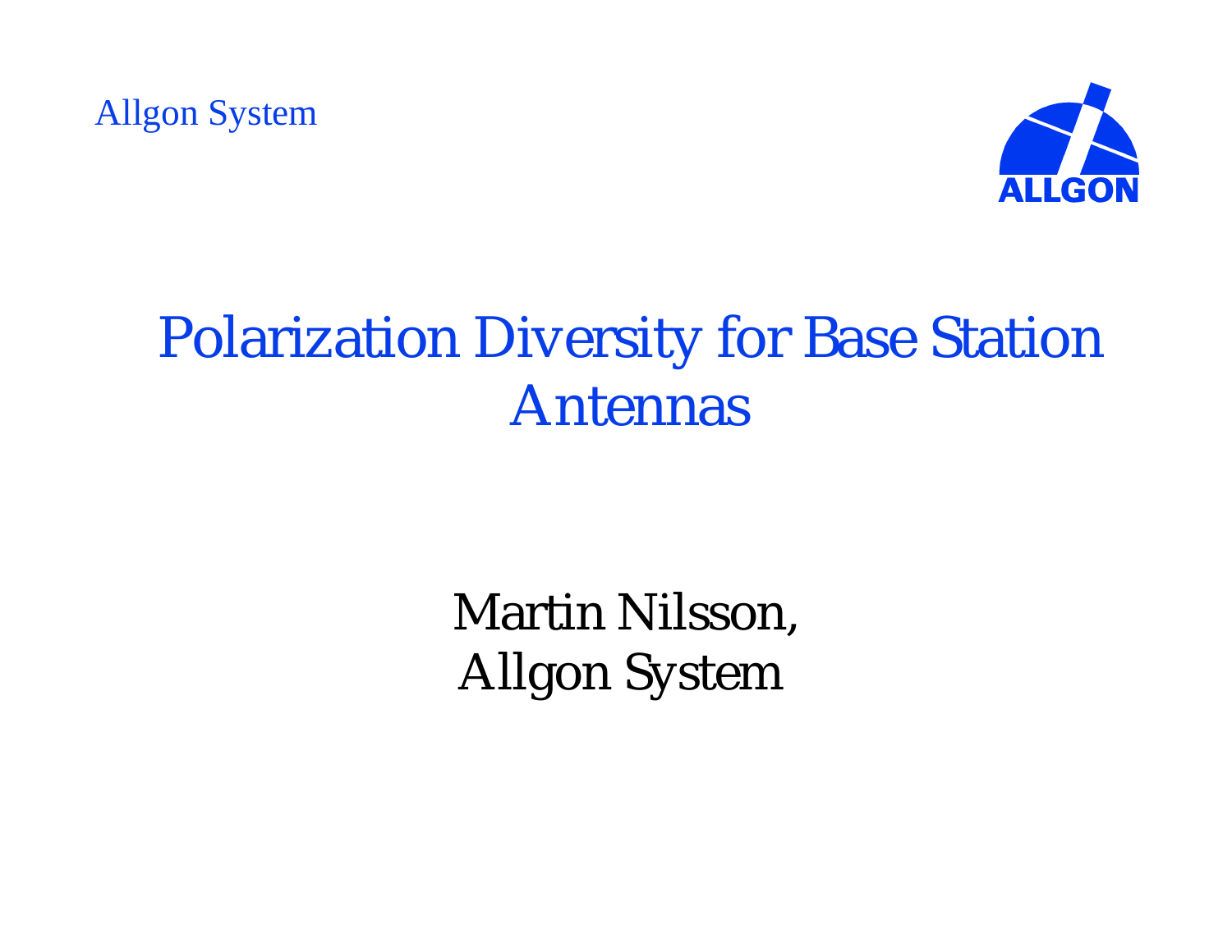Allgon System

ALLGON

# Polarization Diversity for Base Station Antennas

Martin Nilsson,
Allgon System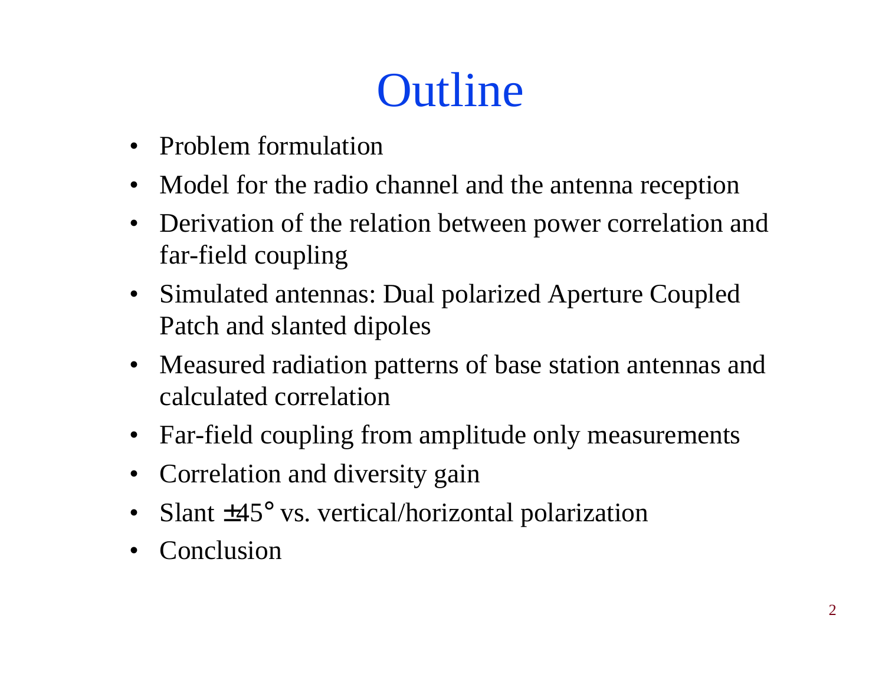# Outline

- Problem formulation
- Model for the radio channel and the antenna reception
- Derivation of the relation between power correlation and far-field coupling
- Simulated antennas: Dual polarized Aperture Coupled Patch and slanted dipoles
- Measured radiation patterns of base station antennas and calculated correlation
- Far-field coupling from amplitude only measurements
- Correlation and diversity gain
- Slant $\pm 45°$ vs. vertical/horizontal polarization
- Conclusion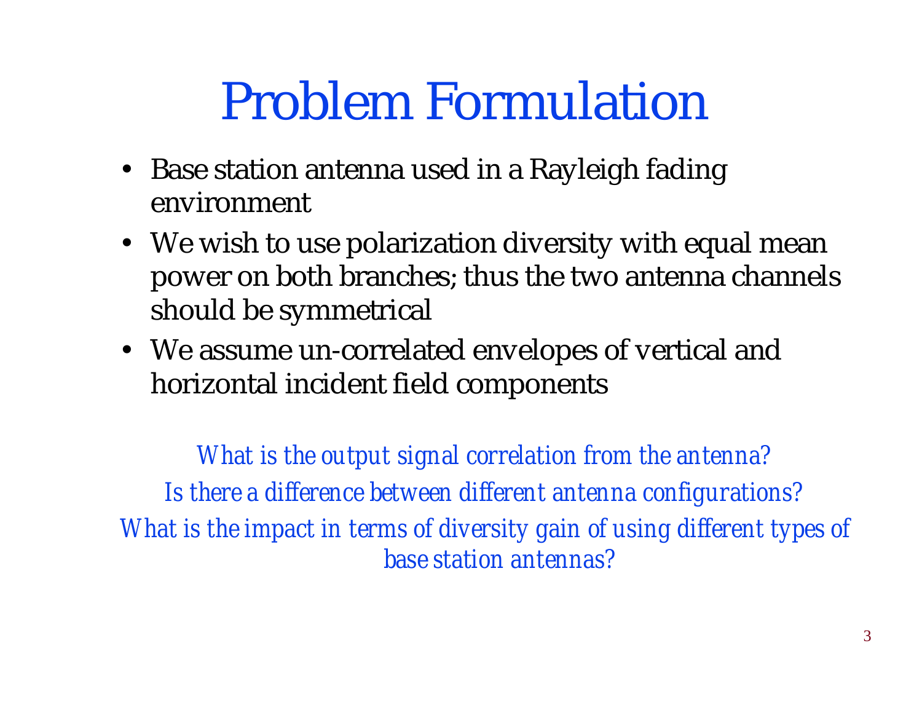# Problem Formulation

- Base station antenna used in a Rayleigh fading environment
- We wish to use polarization diversity with equal mean power on both branches; thus the two antenna channels should be symmetrical
- We assume un-correlated envelopes of vertical and horizontal incident field components

*What is the output signal correlation from the antenna?*

*Is there a difference between different antenna configurations?*

*What is the impact in terms of diversity gain of using different types of base station antennas?*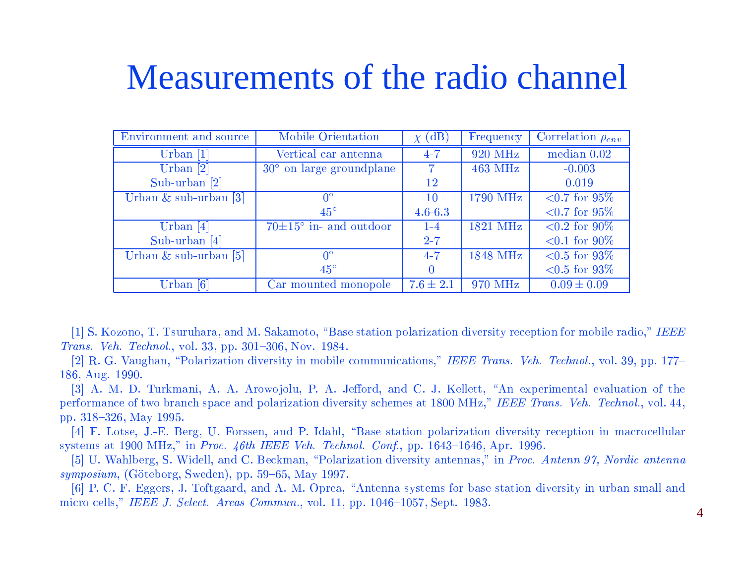# Measurements of the radio channel

| Environment and source | Mobile Orientation | $\chi$ (dB) | Frequency | Correlation $\rho_{env}$ |
|---|---|---|---|---|
| Urban [1] | Vertical car antenna | 4-7 | 920 MHz | median 0.02 |
| Urban [2] | 30° on large groundplane | 7 | 463 MHz | -0.003 |
| Sub-urban [2] | | 12 | | 0.019 |
| Urban & sub-urban [3] | 0° | 10 | 1790 MHz | <0.7 for 95% |
| | 45° | 4.6-6.3 | | <0.7 for 95% |
| Urban [4] | 70±15° in- and outdoor | 1-4 | 1821 MHz | <0.2 for 90% |
| Sub-urban [4] | | 2-7 | | <0.1 for 90% |
| Urban & sub-urban [5] | 0° | 4-7 | 1848 MHz | <0.5 for 93% |
| | 45° | 0 | | <0.5 for 93% |
| Urban [6] | Car mounted monopole | $7.6 \pm 2.1$ | 970 MHz | $0.09 \pm 0.09$ |

[1] S. Kozono, T. Tsuruhara, and M. Sakamoto, "Base station polarization diversity reception for mobile radio," *IEEE Trans. Veh. Technol.*, vol. 33, pp. 301–306, Nov. 1984.

[2] R. G. Vaughan, "Polarization diversity in mobile communications," *IEEE Trans. Veh. Technol.*, vol. 39, pp. 177–186, Aug. 1990.

[3] A. M. D. Turkmani, A. A. Arowojolu, P. A. Jefford, and C. J. Kellett, "An experimental evaluation of the performance of two branch space and polarization diversity schemes at 1800 MHz," *IEEE Trans. Veh. Technol.*, vol. 44, pp. 318–326, May 1995.

[4] F. Lotse, J.-E. Berg, U. Forssen, and P. Idahl, "Base station polarization diversity reception in macrocellular systems at 1900 MHz," in *Proc. 46th IEEE Veh. Technol. Conf.*, pp. 1643–1646, Apr. 1996.

[5] U. Wahlberg, S. Widell, and C. Beckman, "Polarization diversity antennas," in *Proc. Antenn 97, Nordic antenna symposium*, (Göteborg, Sweden), pp. 59–65, May 1997.

[6] P. C. F. Eggers, J. Toftgaard, and A. M. Oprea, "Antenna systems for base station diversity in urban small and micro cells," *IEEE J. Select. Areas Commun.*, vol. 11, pp. 1046–1057, Sept. 1983.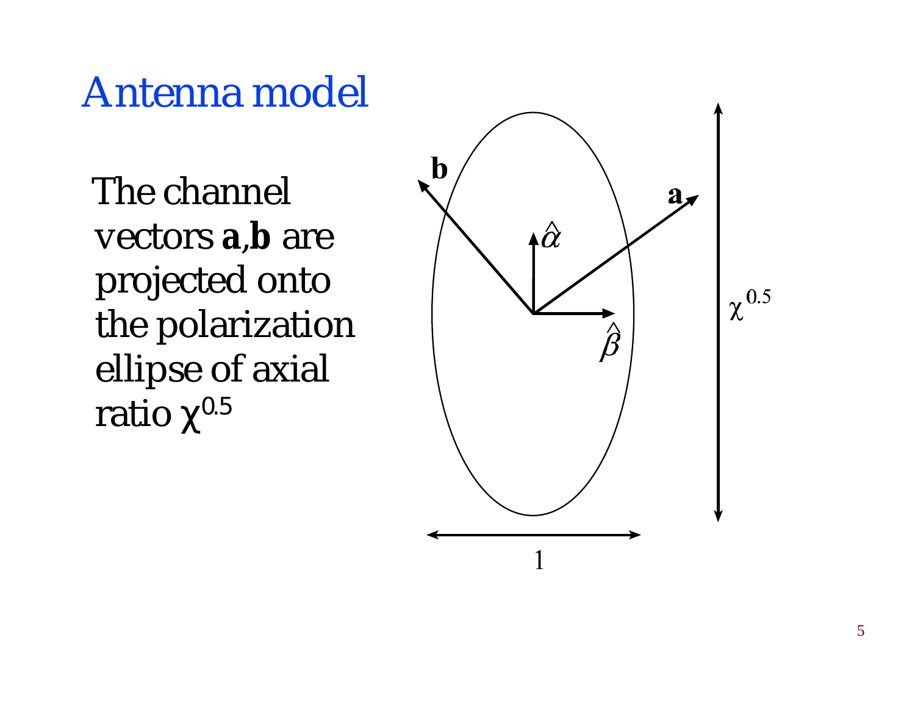# Antenna model

The channel vectors **a**,**b** are projected onto the polarization ellipse of axial ratio $\chi^{0.5}$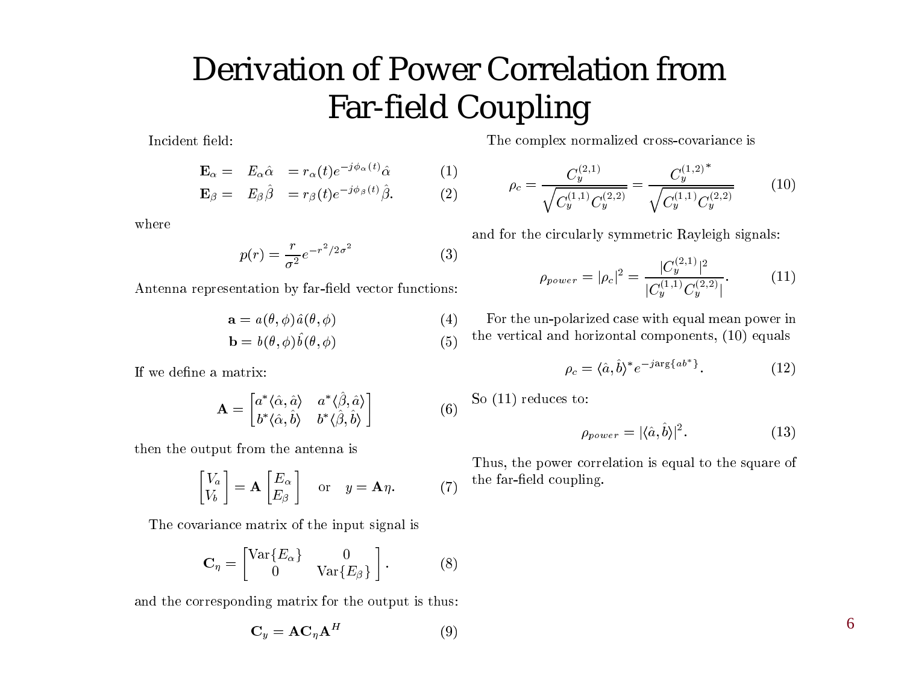# Derivation of Power Correlation from Far-field Coupling

Incident field:

$$\mathbf{E}_\alpha = \quad E_\alpha \hat{\alpha} \quad = r_\alpha(t) e^{-j\phi_\alpha(t)} \hat{\alpha} \tag{1}$$

$$\mathbf{E}_\beta = \quad E_\beta \hat{\beta} \quad = r_\beta(t) e^{-j\phi_\beta(t)} \hat{\beta}. \tag{2}$$

where

$$p(r) = \frac{r}{\sigma^2} e^{-r^2/2\sigma^2} \tag{3}$$

Antenna representation by far-field vector functions:

$$\mathbf{a} = a(\theta, \phi) \hat{a}(\theta, \phi) \tag{4}$$

$$\mathbf{b} = b(\theta, \phi) \hat{b}(\theta, \phi) \tag{5}$$

If we define a matrix:

$$\mathbf{A} = \begin{bmatrix} a^* \langle \hat{\alpha}, \hat{a} \rangle & a^* \langle \hat{\beta}, \hat{a} \rangle \\ b^* \langle \hat{\alpha}, \hat{b} \rangle & b^* \langle \hat{\beta}, \hat{b} \rangle \end{bmatrix} \tag{6}$$

then the output from the antenna is

$$\begin{bmatrix} V_a \\ V_b \end{bmatrix} = \mathbf{A} \begin{bmatrix} E_\alpha \\ E_\beta \end{bmatrix} \quad \text{or} \quad y = \mathbf{A}\eta. \tag{7}$$

The covariance matrix of the input signal is

$$\mathbf{C}_\eta = \begin{bmatrix} \mathrm{Var}\{E_\alpha\} & 0 \\ 0 & \mathrm{Var}\{E_\beta\} \end{bmatrix}. \tag{8}$$

and the corresponding matrix for the output is thus:

$$\mathbf{C}_y = \mathbf{A} \mathbf{C}_\eta \mathbf{A}^H \tag{9}$$

The complex normalized cross-covariance is

$$\rho_c = \frac{C_y^{(2,1)}}{\sqrt{C_y^{(1,1)} C_y^{(2,2)}}} = \frac{C_y^{(1,2)^*}}{\sqrt{C_y^{(1,1)} C_y^{(2,2)}}} \tag{10}$$

and for the circularly symmetric Rayleigh signals:

$$\rho_{power} = |\rho_c|^2 = \frac{|C_y^{(2,1)}|^2}{|C_y^{(1,1)} C_y^{(2,2)}|}. \tag{11}$$

For the un-polarized case with equal mean power in the vertical and horizontal components, (10) equals

$$\rho_c = \langle \hat{a}, \hat{b} \rangle^* e^{-j \arg\{ab^*\}}. \tag{12}$$

So (11) reduces to:

$$\rho_{power} = |\langle \hat{a}, \hat{b} \rangle|^2. \tag{13}$$

Thus, the power correlation is equal to the square of the far-field coupling.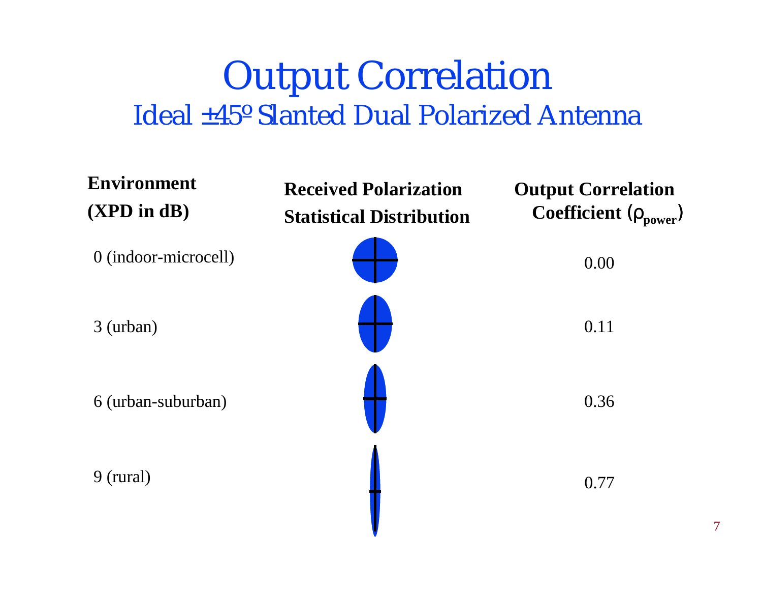# Output Correlation

## Ideal ±45º Slanted Dual Polarized Antenna

| Environment (XPD in dB) | Received Polarization Statistical Distribution | Output Correlation Coefficient ($\rho_{power}$) |
|---|---|---|
| 0 (indoor-microcell) | | 0.00 |
| 3 (urban) | | 0.11 |
| 6 (urban-suburban) | | 0.36 |
| 9 (rural) | | 0.77 |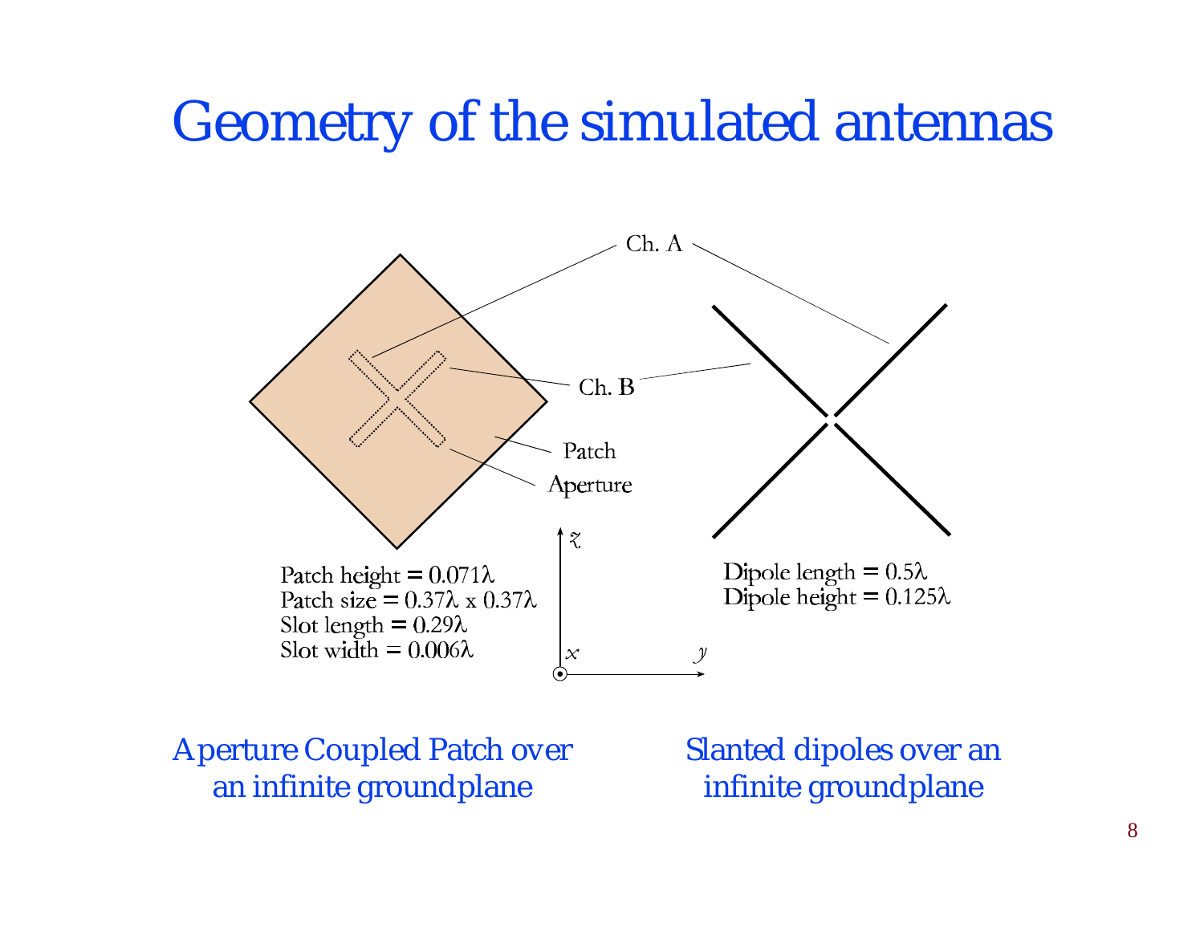# Geometry of the simulated antennas

Ch. A

Ch. B

Patch

Aperture

Patch height = 0.071λ
Patch size = 0.37λ x 0.37λ
Slot length = 0.29λ
Slot width = 0.006λ

$z$

$x$

$y$

Dipole length = 0.5λ
Dipole height = 0.125λ

Aperture Coupled Patch over an infinite groundplane

Slanted dipoles over an infinite groundplane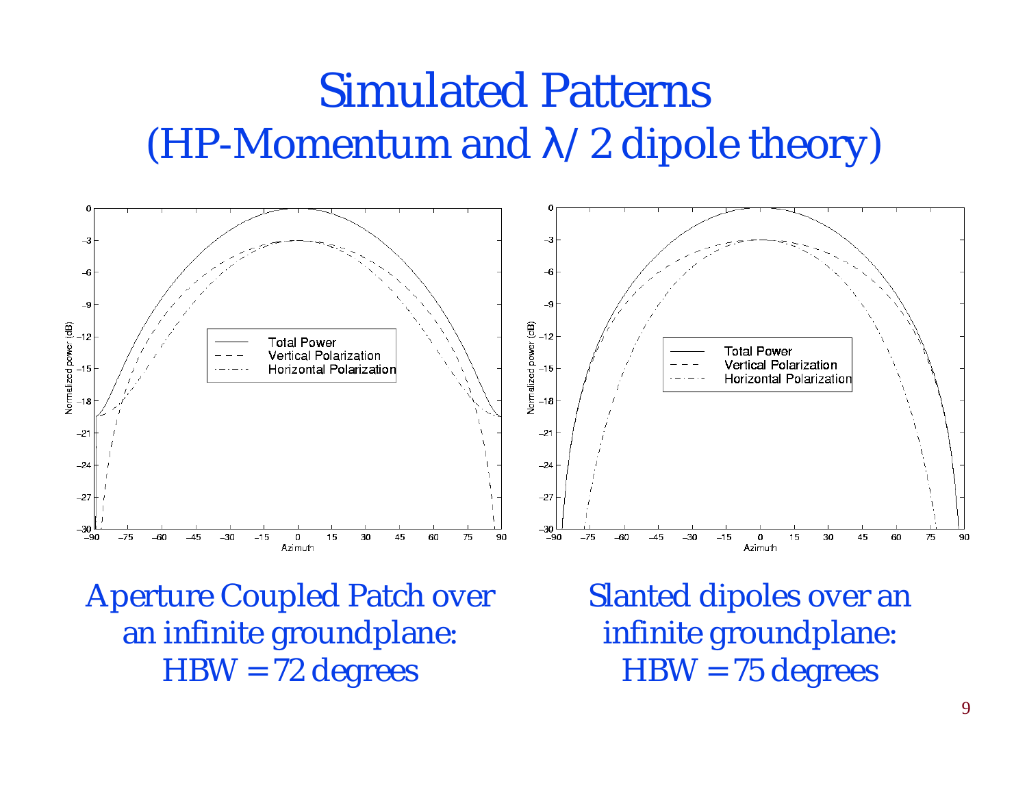# Simulated Patterns
## (HP-Momentum and λ/2 dipole theory)

Aperture Coupled Patch over an infinite groundplane: HBW = 72 degrees

Slanted dipoles over an infinite groundplane: HBW = 75 degrees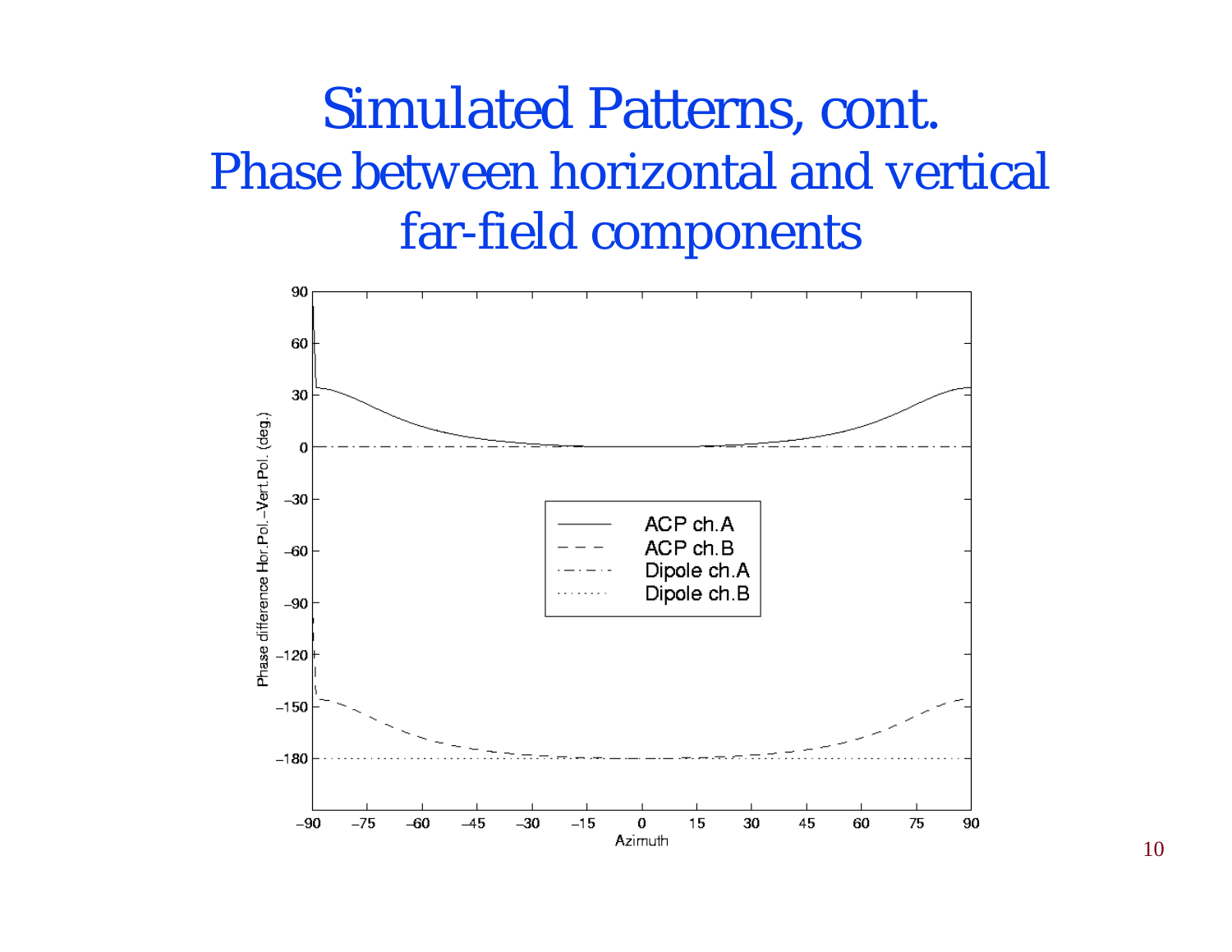# Simulated Patterns, cont.

## Phase between horizontal and vertical far-field components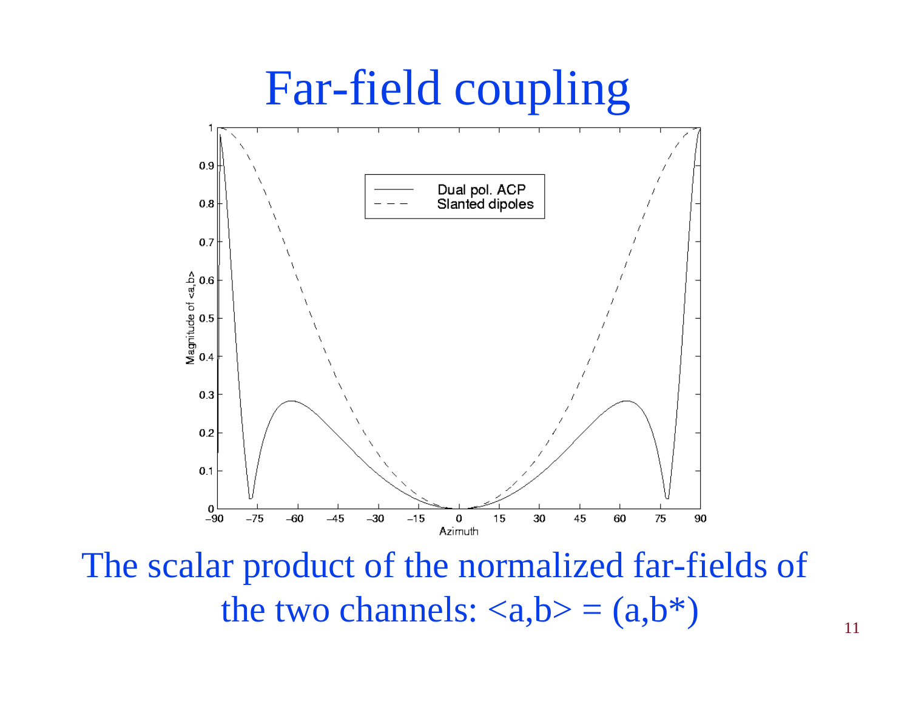# Far-field coupling

The scalar product of the normalized far-fields of the two channels: $\langle a,b \rangle = (a,b^*)$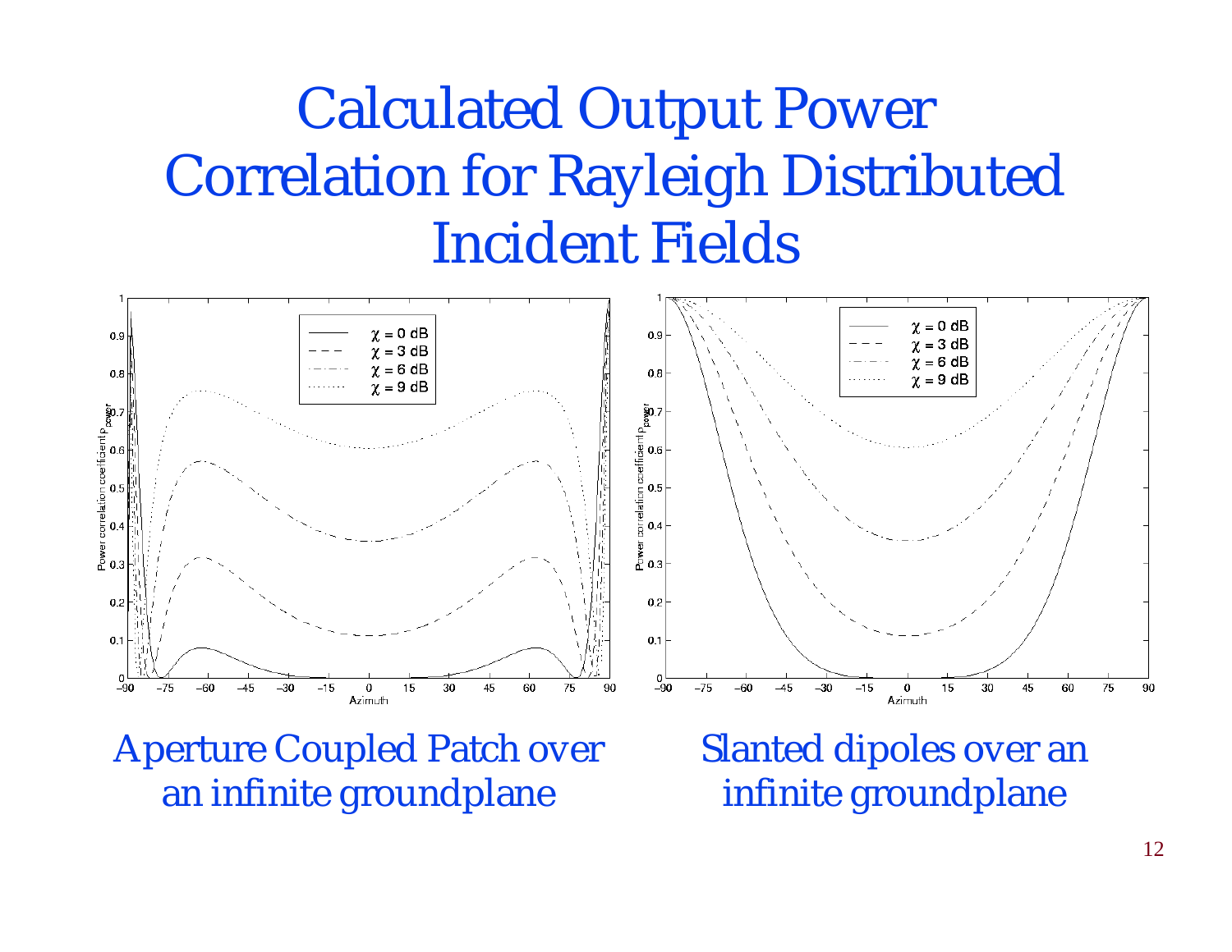# Calculated Output Power Correlation for Rayleigh Distributed Incident Fields

Aperture Coupled Patch over an infinite groundplane

Slanted dipoles over an infinite groundplane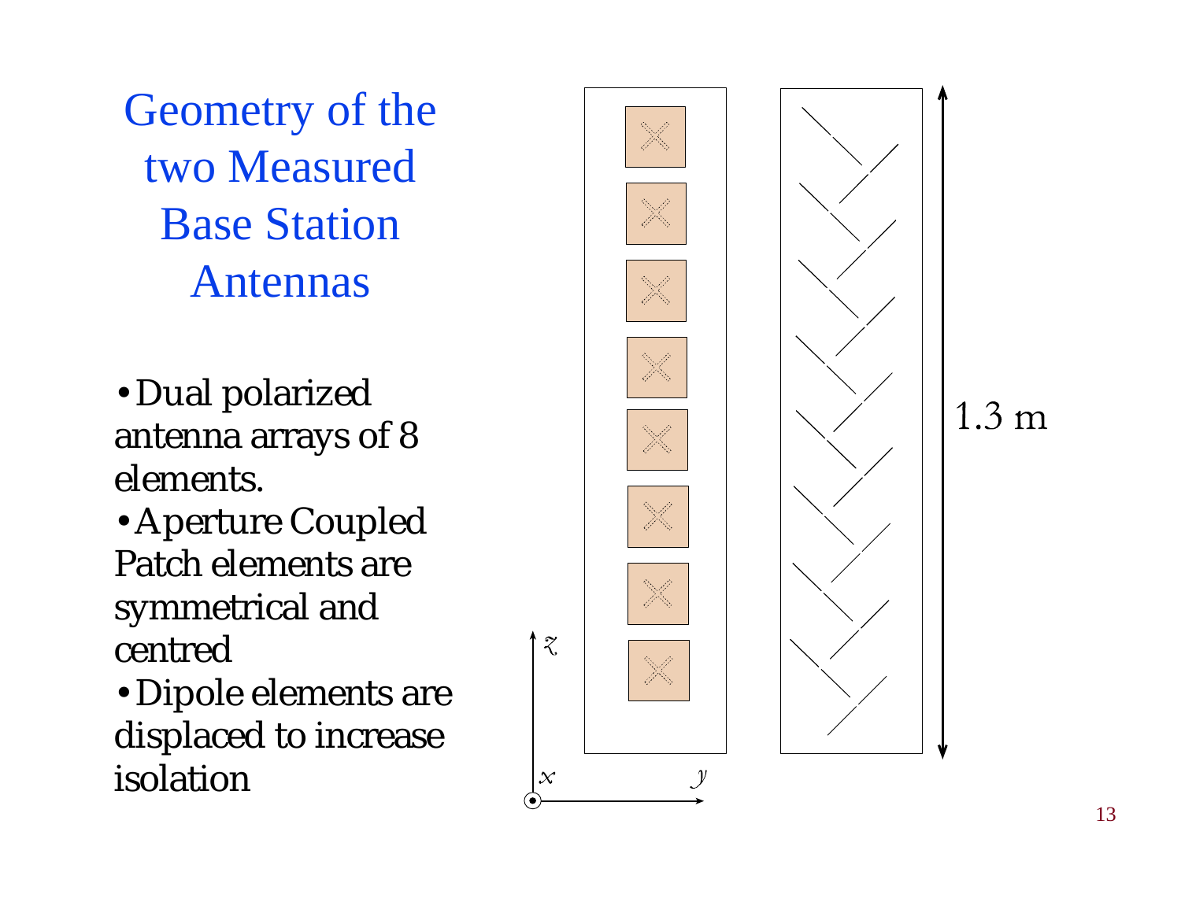# Geometry of the two Measured Base Station Antennas

- Dual polarized antenna arrays of 8 elements.
- Aperture Coupled Patch elements are symmetrical and centred
- Dipole elements are displaced to increase isolation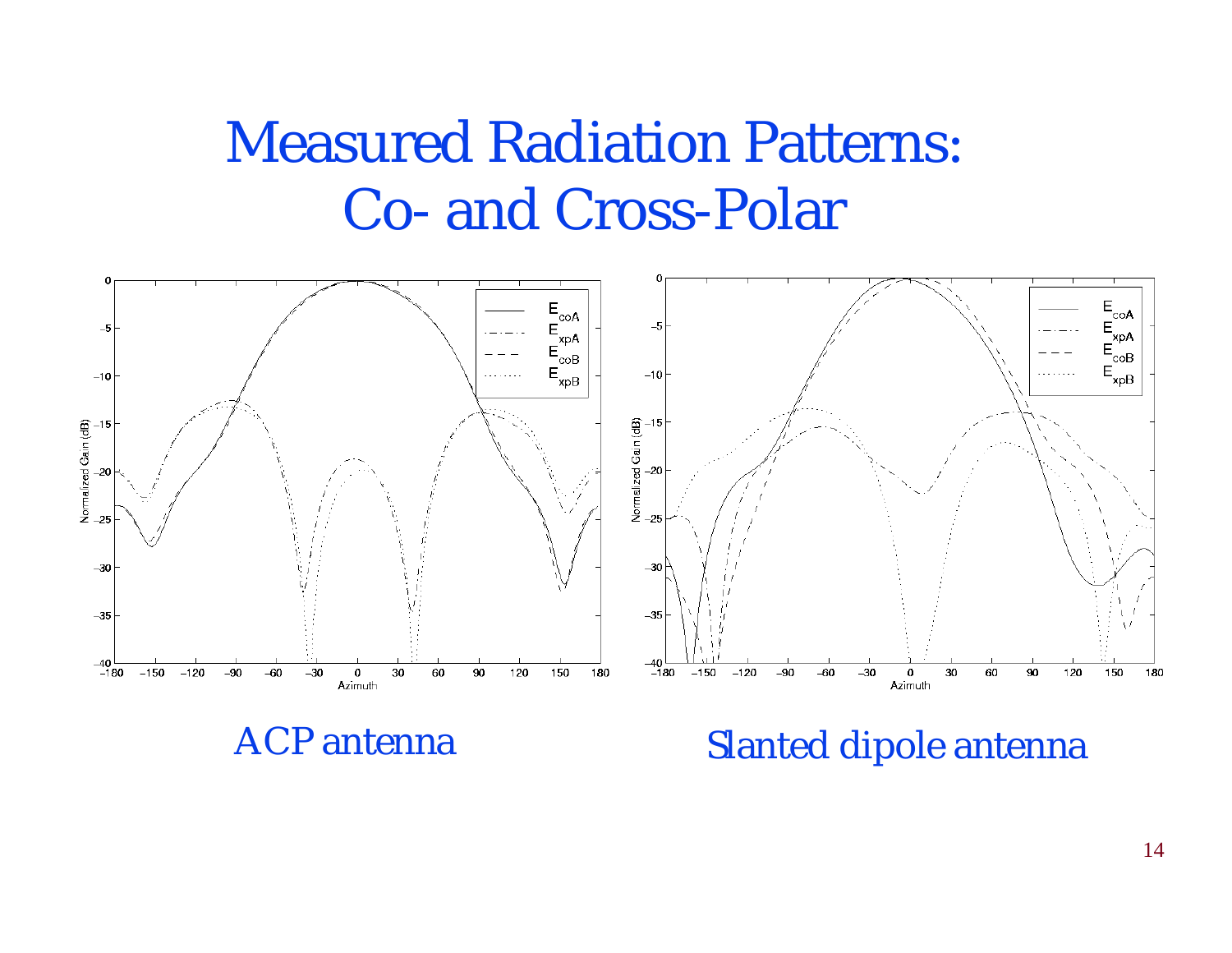# Measured Radiation Patterns: Co- and Cross-Polar

ACP antenna

Slanted dipole antenna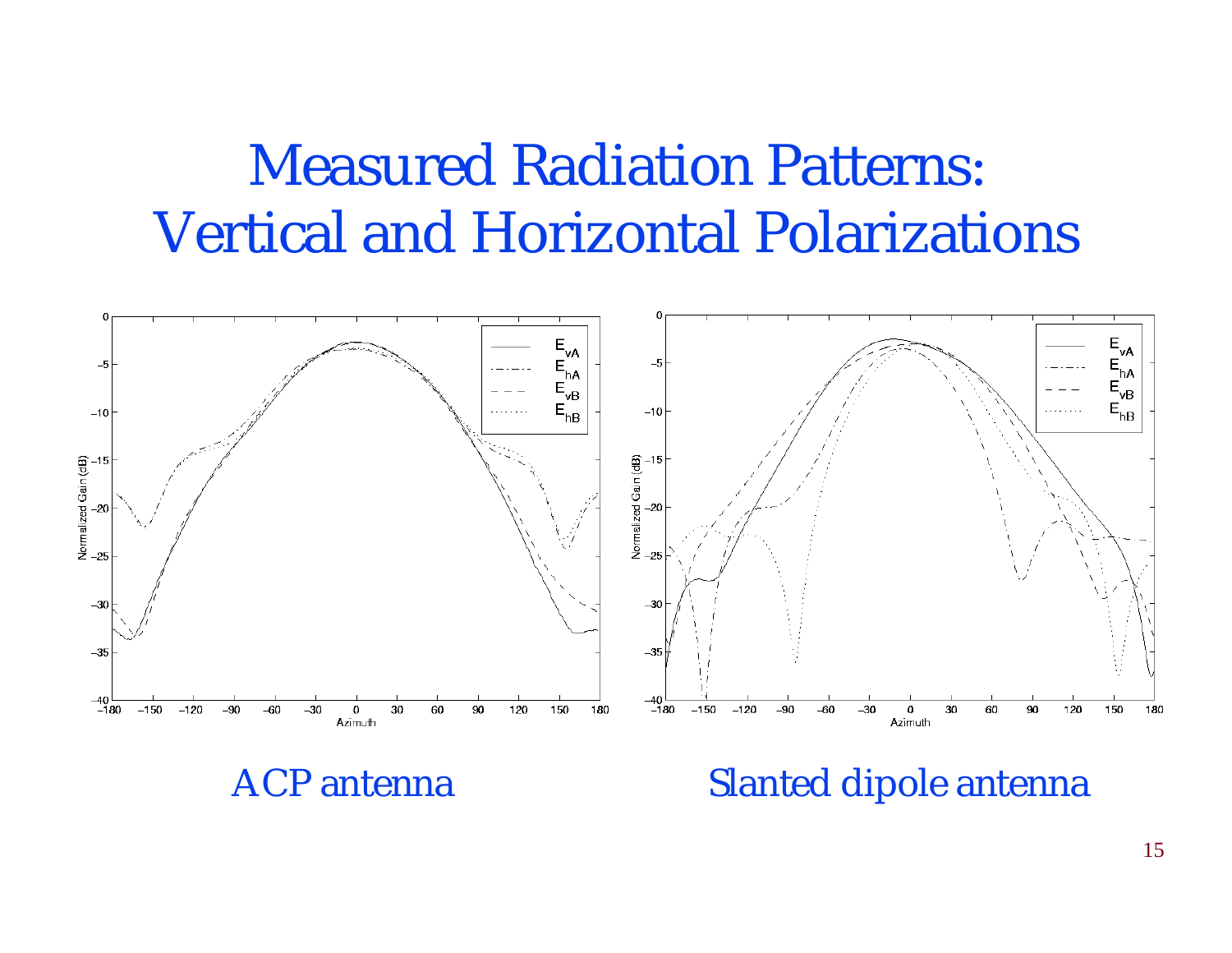# Measured Radiation Patterns: Vertical and Horizontal Polarizations

ACP antenna

Slanted dipole antenna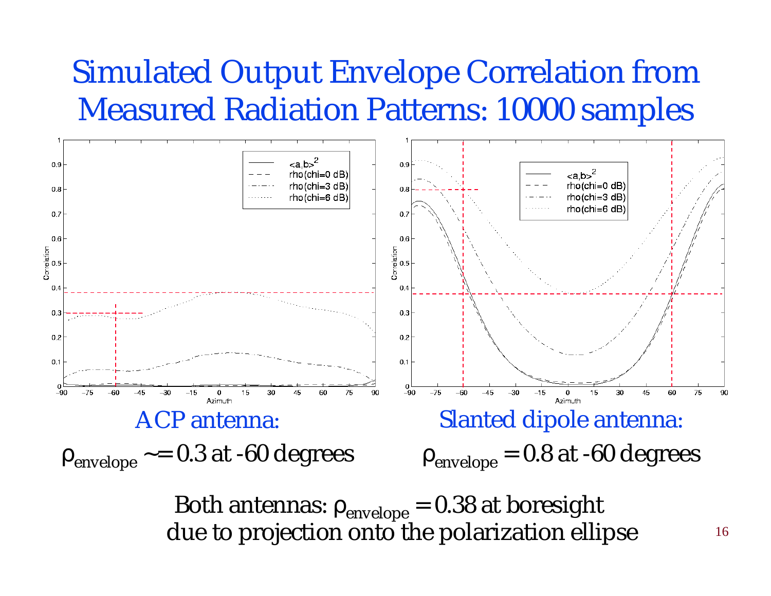# Simulated Output Envelope Correlation from Measured Radiation Patterns: 10000 samples

ACP antenna:

$\rho_{envelope} \sim= 0.3$ at -60 degrees

Slanted dipole antenna:

$\rho_{envelope} = 0.8$ at -60 degrees

Both antennas: $\rho_{envelope} = 0.38$ at boresight due to projection onto the polarization ellipse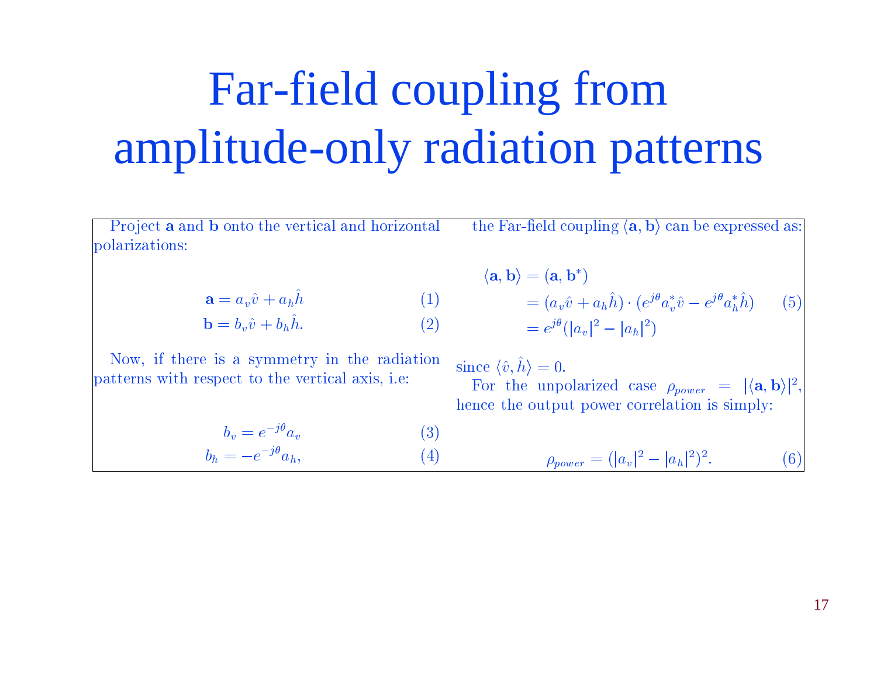# Far-field coupling from amplitude-only radiation patterns

Project **a** and **b** onto the vertical and horizontal polarizations:

$$\mathbf{a} = a_v \hat{v} + a_h \hat{h} \tag{1}$$

$$\mathbf{b} = b_v \hat{v} + b_h \hat{h}. \tag{2}$$

Now, if there is a symmetry in the radiation patterns with respect to the vertical axis, i.e:

$$b_v = e^{-j\theta} a_v \tag{3}$$

$$b_h = -e^{-j\theta} a_h, \tag{4}$$

the Far-field coupling $\langle \mathbf{a}, \mathbf{b} \rangle$ can be expressed as:

$$\begin{aligned}
\langle \mathbf{a}, \mathbf{b} \rangle &= (\mathbf{a}, \mathbf{b}^*) \\
&= (a_v \hat{v} + a_h \hat{h}) \cdot (e^{j\theta} a_v^* \hat{v} - e^{j\theta} a_h^* \hat{h}) \\
&= e^{j\theta} (|a_v|^2 - |a_h|^2)
\end{aligned} \tag{5}$$

since $\langle \hat{v}, \hat{h} \rangle = 0$.

For the unpolarized case $\rho_{power} = |\langle \mathbf{a}, \mathbf{b} \rangle|^2$, hence the output power correlation is simply:

$$\rho_{power} = (|a_v|^2 - |a_h|^2)^2. \tag{6}$$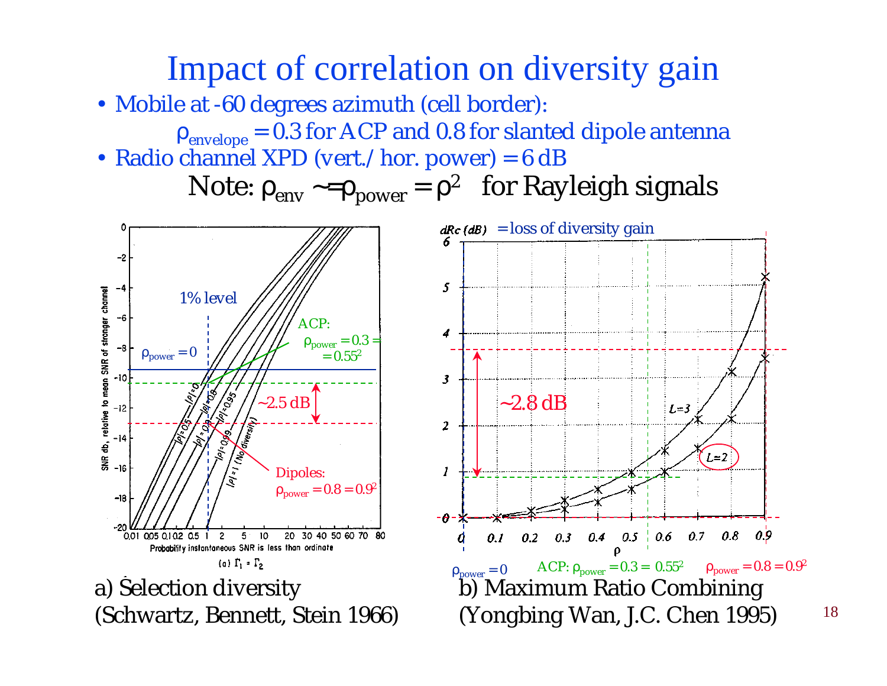# Impact of correlation on diversity gain

- Mobile at -60 degrees azimuth (cell border):

  $\rho_{envelope} = 0.3$ for ACP and 0.8 for slanted dipole antenna
- Radio channel XPD (vert./ hor. power) = 6 dB

Note: $\rho_{env} \approx \rho_{power} = \rho^2$ for Rayleigh signals

1% level

$\rho_{power} = 0$

ACP: $\rho_{power} = 0.3 = 0.55^2$

~2.5 dB

Dipoles: $\rho_{power} = 0.8 = 0.9^2$

$dRc$ (dB) = loss of diversity gain

~2.8 dB

$\rho_{power} = 0$    ACP: $\rho_{power} = 0.3 = 0.55^2$    $\rho_{power} = 0.8 = 0.9^2$

a) Selection diversity (Schwartz, Bennett, Stein 1966)

b) Maximum Ratio Combining (Yongbing Wan, J.C. Chen 1995)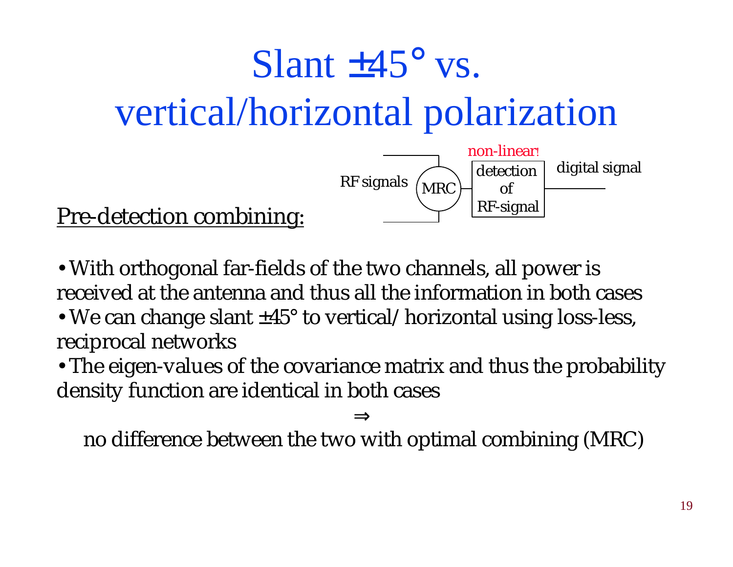# Slant ±45° vs. vertical/horizontal polarization

Pre-detection combining:

RF signals → MRC → detection of RF-signal (non-linear!) → digital signal

- With orthogonal far-fields of the two channels, all power is received at the antenna and thus all the information in both cases
- We can change slant ±45° to vertical/ horizontal using loss-less, reciprocal networks
- The eigen-values of the covariance matrix and thus the probability density function are identical in both cases

$\Rightarrow$

no difference between the two with optimal combining (MRC)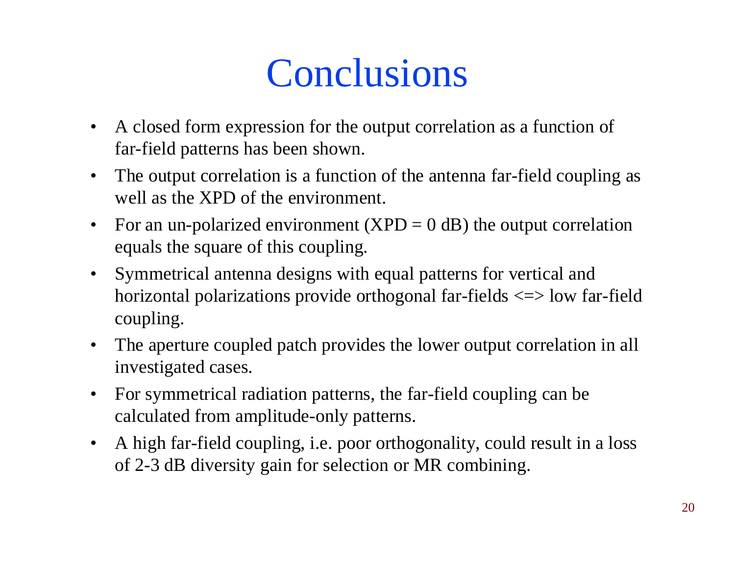# Conclusions

- A closed form expression for the output correlation as a function of far-field patterns has been shown.
- The output correlation is a function of the antenna far-field coupling as well as the XPD of the environment.
- For an un-polarized environment (XPD = 0 dB) the output correlation equals the square of this coupling.
- Symmetrical antenna designs with equal patterns for vertical and horizontal polarizations provide orthogonal far-fields <=> low far-field coupling.
- The aperture coupled patch provides the lower output correlation in all investigated cases.
- For symmetrical radiation patterns, the far-field coupling can be calculated from amplitude-only patterns.
- A high far-field coupling, i.e. poor orthogonality, could result in a loss of 2-3 dB diversity gain for selection or MR combining.